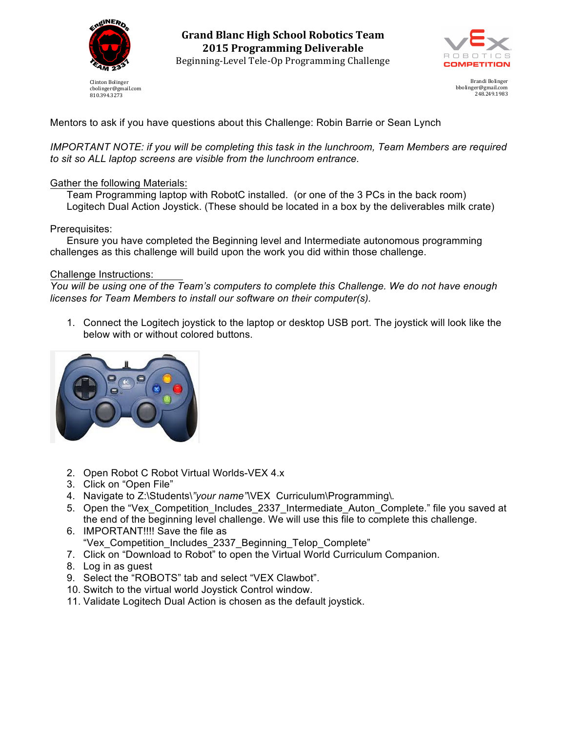Clinton Bolinger
cbolinger@gmail.com
810.394.3273

# Grand Blanc High School Robotics Team
## 2015 Programming Deliverable
### Beginning-Level Tele-Op Programming Challenge

Brandi Bolinger
bbolinger@gmail.com
248.249.1983

Mentors to ask if you have questions about this Challenge: Robin Barrie or Sean Lynch

*IMPORTANT NOTE: if you will be completing this task in the lunchroom, Team Members are required to sit so ALL laptop screens are visible from the lunchroom entrance.*

Gather the following Materials:

Team Programming laptop with RobotC installed. (or one of the 3 PCs in the back room)
Logitech Dual Action Joystick. (These should be located in a box by the deliverables milk crate)

Prerequisites:

Ensure you have completed the Beginning level and Intermediate autonomous programming challenges as this challenge will build upon the work you did within those challenge.

Challenge Instructions:

*You will be using one of the Team's computers to complete this Challenge. We do not have enough licenses for Team Members to install our software on their computer(s).*

1. Connect the Logitech joystick to the laptop or desktop USB port. The joystick will look like the below with or without colored buttons.
2. Open Robot C Robot Virtual Worlds-VEX 4.x
3. Click on "Open File"
4. Navigate to Z:\Students\*"your name"*\VEX Curriculum\Programming\.
5. Open the "Vex_Competition_Includes_2337_Intermediate_Auton_Complete." file you saved at the end of the beginning level challenge. We will use this file to complete this challenge.
6. IMPORTANT!!!! Save the file as "Vex_Competition_Includes_2337_Beginning_Telop_Complete"
7. Click on "Download to Robot" to open the Virtual World Curriculum Companion.
8. Log in as guest
9. Select the "ROBOTS" tab and select "VEX Clawbot".
10. Switch to the virtual world Joystick Control window.
11. Validate Logitech Dual Action is chosen as the default joystick.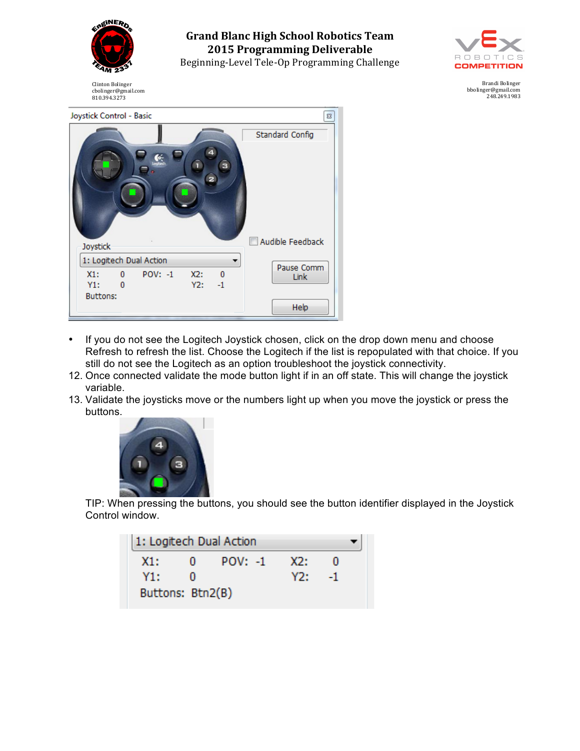- If you do not see the Logitech Joystick chosen, click on the drop down menu and choose Refresh to refresh the list. Choose the Logitech if the list is repopulated with that choice. If you still do not see the Logitech as an option troubleshoot the joystick connectivity.

12. Once connected validate the mode button light if in an off state. This will change the joystick variable.
13. Validate the joysticks move or the numbers light up when you move the joystick or press the buttons.

    TIP: When pressing the buttons, you should see the button identifier displayed in the Joystick Control window.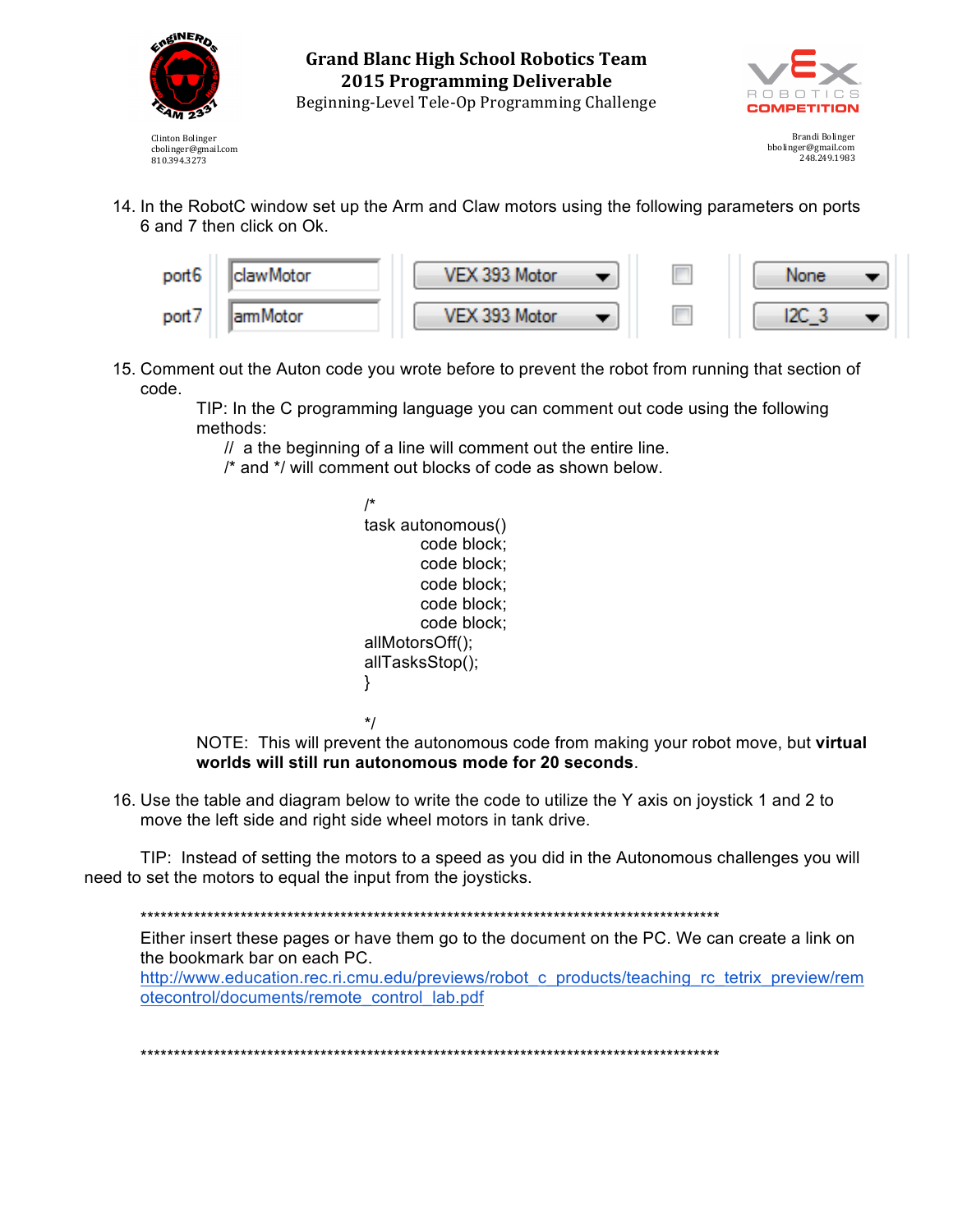14. In the RobotC window set up the Arm and Claw motors using the following parameters on ports 6 and 7 then click on Ok.

| | | | | |
|---|---|---|---|---|
| port6 | clawMotor | VEX 393 Motor | ☐ | None |
| port7 | armMotor | VEX 393 Motor | ☐ | I2C_3 |

15. Comment out the Auton code you wrote before to prevent the robot from running that section of code.

    TIP: In the C programming language you can comment out code using the following methods:

    // a the beginning of a line will comment out the entire line.
    /* and */ will comment out blocks of code as shown below.

```
/*
task autonomous()
        code block;
        code block;
        code block;
        code block;
        code block;
allMotorsOff();
allTasksStop();
}

*/
```

NOTE: This will prevent the autonomous code from making your robot move, but **virtual worlds will still run autonomous mode for 20 seconds**.

16. Use the table and diagram below to write the code to utilize the Y axis on joystick 1 and 2 to move the left side and right side wheel motors in tank drive.

TIP: Instead of setting the motors to a speed as you did in the Autonomous challenges you will need to set the motors to equal the input from the joysticks.

*****************************************************************************************

Either insert these pages or have them go to the document on the PC. We can create a link on the bookmark bar on each PC.
http://www.education.rec.ri.cmu.edu/previews/robot_c_products/teaching_rc_tetrix_preview/remotecontrol/documents/remote_control_lab.pdf

*****************************************************************************************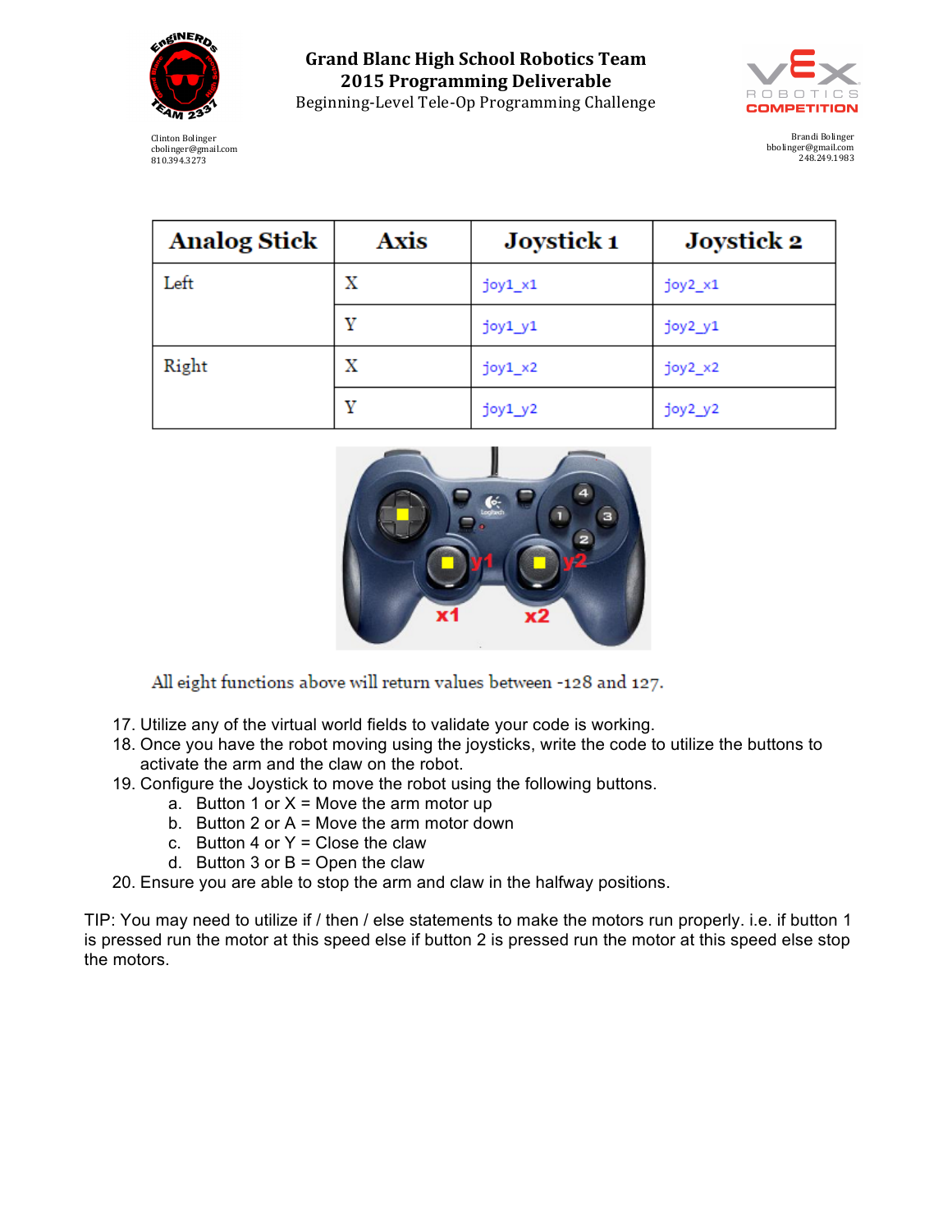| Analog Stick | Axis | Joystick 1 | Joystick 2 |
|---|---|---|---|
| Left | X | joy1_x1 | joy2_x1 |
| | Y | joy1_y1 | joy2_y1 |
| Right | X | joy1_x2 | joy2_x2 |
| | Y | joy1_y2 | joy2_y2 |

All eight functions above will return values between -128 and 127.

17. Utilize any of the virtual world fields to validate your code is working.
18. Once you have the robot moving using the joysticks, write the code to utilize the buttons to activate the arm and the claw on the robot.
19. Configure the Joystick to move the robot using the following buttons.
    a. Button 1 or X = Move the arm motor up
    b. Button 2 or A = Move the arm motor down
    c. Button 4 or Y = Close the claw
    d. Button 3 or B = Open the claw
20. Ensure you are able to stop the arm and claw in the halfway positions.

TIP: You may need to utilize if / then / else statements to make the motors run properly. i.e. if button 1 is pressed run the motor at this speed else if button 2 is pressed run the motor at this speed else stop the motors.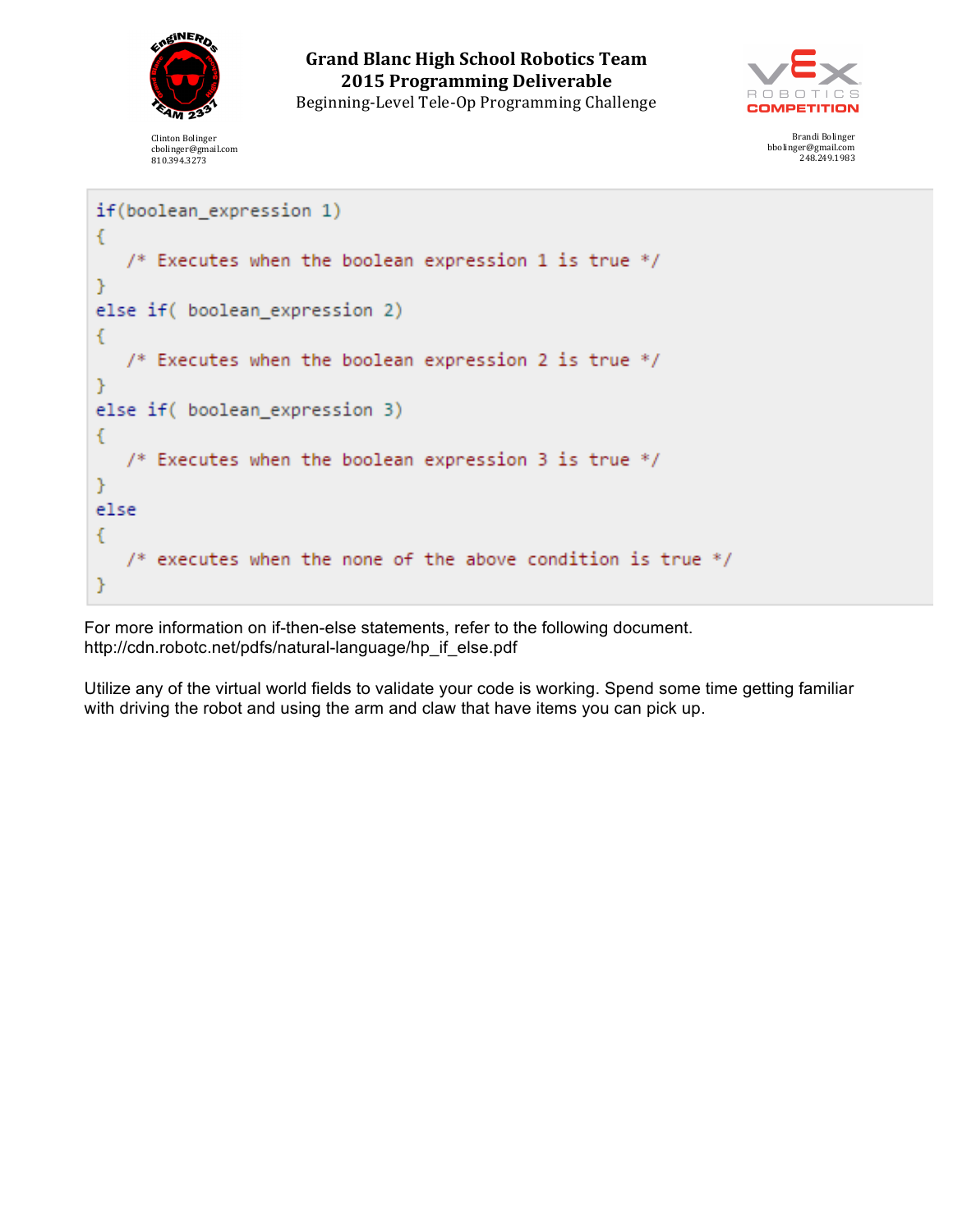```
if(boolean_expression 1)
{
   /* Executes when the boolean expression 1 is true */
}
else if( boolean_expression 2)
{
   /* Executes when the boolean expression 2 is true */
}
else if( boolean_expression 3)
{
   /* Executes when the boolean expression 3 is true */
}
else
{
   /* executes when the none of the above condition is true */
}
```

For more information on if-then-else statements, refer to the following document.
http://cdn.robotc.net/pdfs/natural-language/hp_if_else.pdf

Utilize any of the virtual world fields to validate your code is working. Spend some time getting familiar with driving the robot and using the arm and claw that have items you can pick up.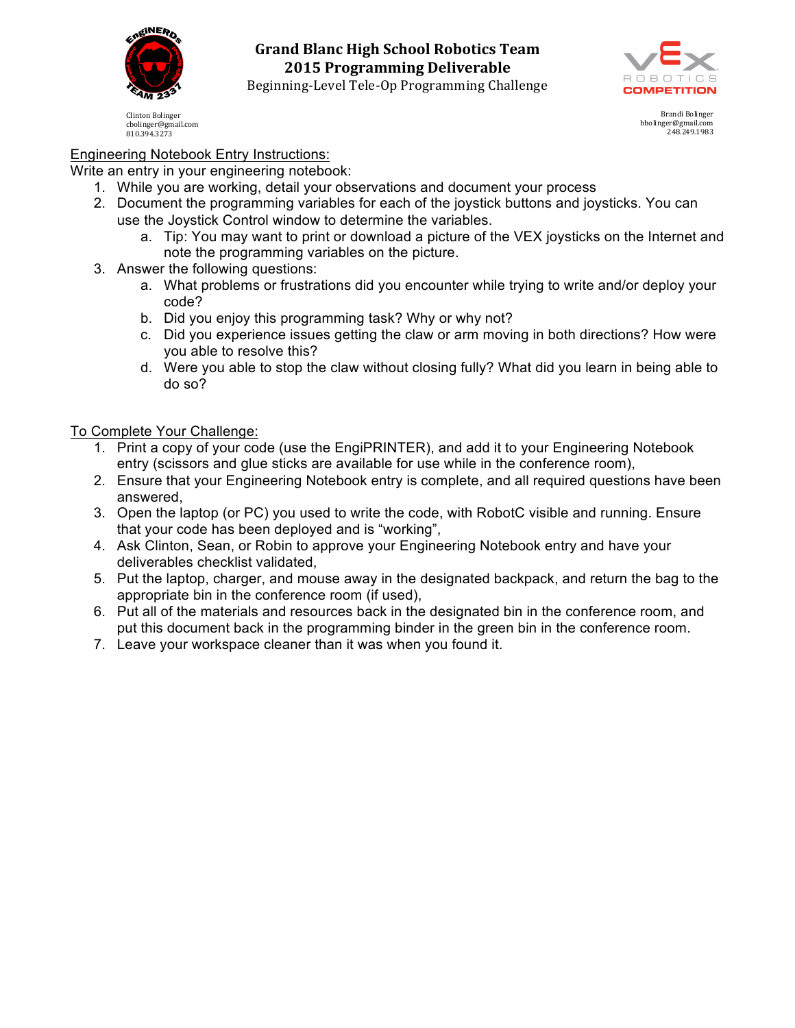Grand Blanc High School Robotics Team
2015 Programming Deliverable
Beginning-Level Tele-Op Programming Challenge

Clinton Bolinger
cbolinger@gmail.com
810.394.3273

Brandi Bolinger
bbolinger@gmail.com
248.249.1983

Engineering Notebook Entry Instructions:

Write an entry in your engineering notebook:

1. While you are working, detail your observations and document your process
2. Document the programming variables for each of the joystick buttons and joysticks. You can use the Joystick Control window to determine the variables.
   a. Tip: You may want to print or download a picture of the VEX joysticks on the Internet and note the programming variables on the picture.
3. Answer the following questions:
   a. What problems or frustrations did you encounter while trying to write and/or deploy your code?
   b. Did you enjoy this programming task? Why or why not?
   c. Did you experience issues getting the claw or arm moving in both directions? How were you able to resolve this?
   d. Were you able to stop the claw without closing fully? What did you learn in being able to do so?

To Complete Your Challenge:

1. Print a copy of your code (use the EngiPRINTER), and add it to your Engineering Notebook entry (scissors and glue sticks are available for use while in the conference room),
2. Ensure that your Engineering Notebook entry is complete, and all required questions have been answered,
3. Open the laptop (or PC) you used to write the code, with RobotC visible and running. Ensure that your code has been deployed and is "working",
4. Ask Clinton, Sean, or Robin to approve your Engineering Notebook entry and have your deliverables checklist validated,
5. Put the laptop, charger, and mouse away in the designated backpack, and return the bag to the appropriate bin in the conference room (if used),
6. Put all of the materials and resources back in the designated bin in the conference room, and put this document back in the programming binder in the green bin in the conference room.
7. Leave your workspace cleaner than it was when you found it.